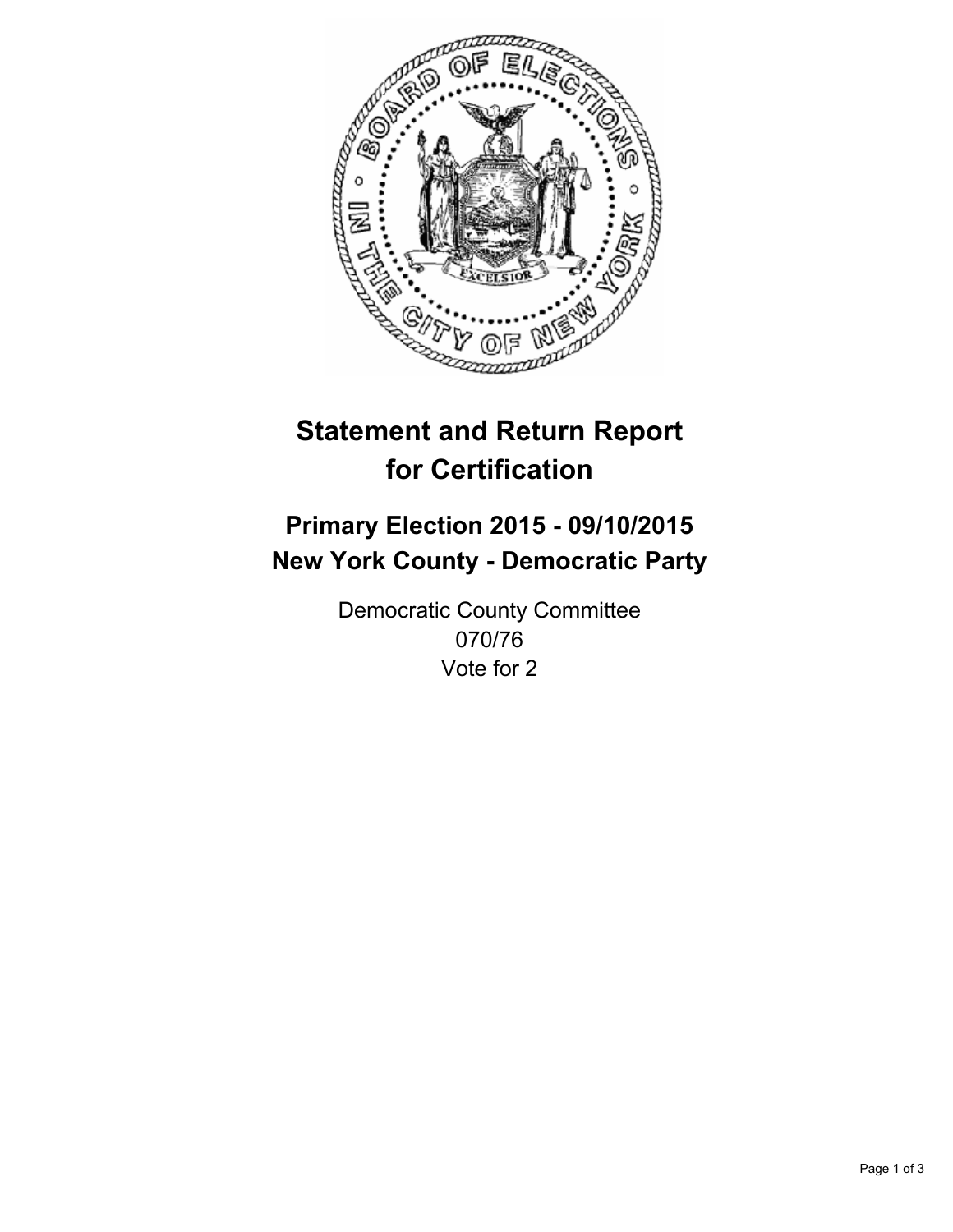# Statement and Return Report for Certification

## Primary Election 2015 - 09/10/2015
## New York County - Democratic Party

Democratic County Committee
070/76
Vote for 2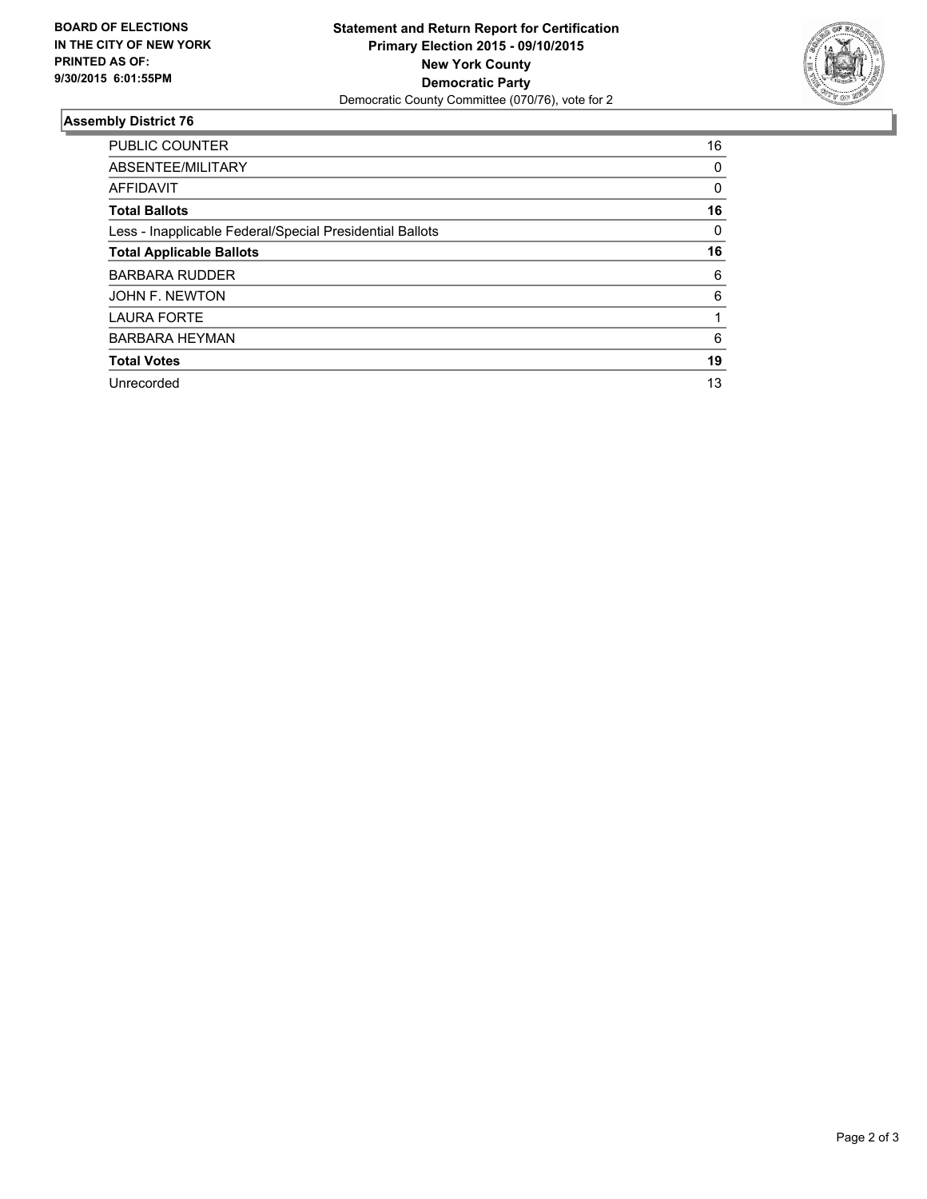**BOARD OF ELECTIONS IN THE CITY OF NEW YORK PRINTED AS OF: 9/30/2015 6:01:55PM**

**Statement and Return Report for Certification**
**Primary Election 2015 - 09/10/2015**
**New York County**
**Democratic Party**
Democratic County Committee (070/76), vote for 2

## Assembly District 76

| | |
|---|---|
| PUBLIC COUNTER | 16 |
| ABSENTEE/MILITARY | 0 |
| AFFIDAVIT | 0 |
| **Total Ballots** | **16** |
| Less - Inapplicable Federal/Special Presidential Ballots | 0 |
| **Total Applicable Ballots** | **16** |
| BARBARA RUDDER | 6 |
| JOHN F. NEWTON | 6 |
| LAURA FORTE | 1 |
| BARBARA HEYMAN | 6 |
| **Total Votes** | **19** |
| Unrecorded | 13 |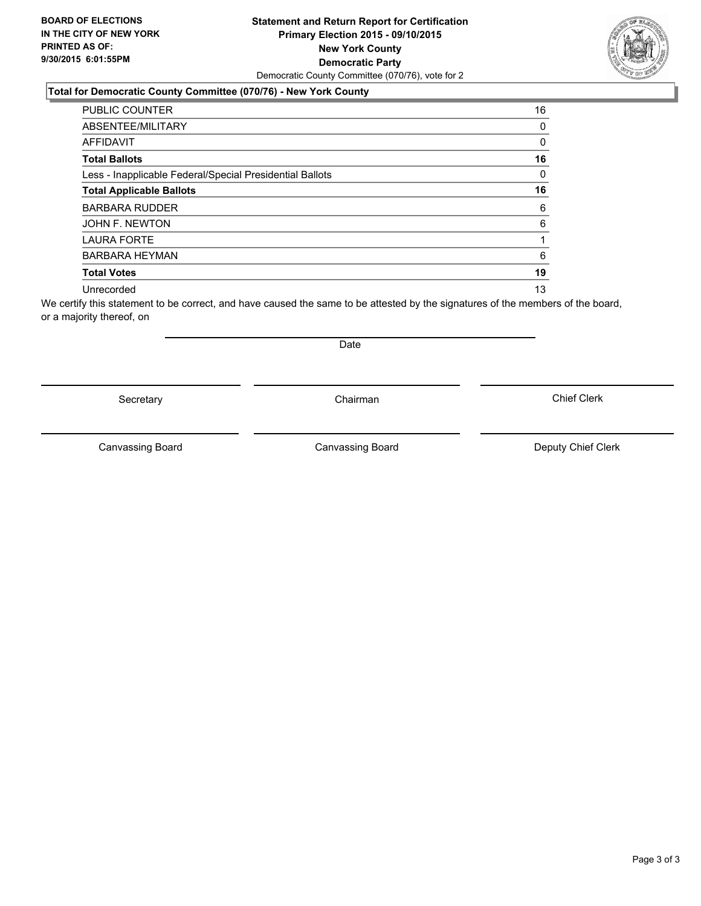**BOARD OF ELECTIONS IN THE CITY OF NEW YORK PRINTED AS OF: 9/30/2015 6:01:55PM**

**Statement and Return Report for Certification**
**Primary Election 2015 - 09/10/2015**
**New York County**
**Democratic Party**
Democratic County Committee (070/76), vote for 2

### Total for Democratic County Committee (070/76) - New York County

| | |
|---|---|
| PUBLIC COUNTER | 16 |
| ABSENTEE/MILITARY | 0 |
| AFFIDAVIT | 0 |
| **Total Ballots** | **16** |
| Less - Inapplicable Federal/Special Presidential Ballots | 0 |
| **Total Applicable Ballots** | **16** |
| BARBARA RUDDER | 6 |
| JOHN F. NEWTON | 6 |
| LAURA FORTE | 1 |
| BARBARA HEYMAN | 6 |
| **Total Votes** | **19** |
| Unrecorded | 13 |

We certify this statement to be correct, and have caused the same to be attested by the signatures of the members of the board, or a majority thereof, on

Date

Secretary | Chairman | Chief Clerk

Canvassing Board | Canvassing Board | Deputy Chief Clerk